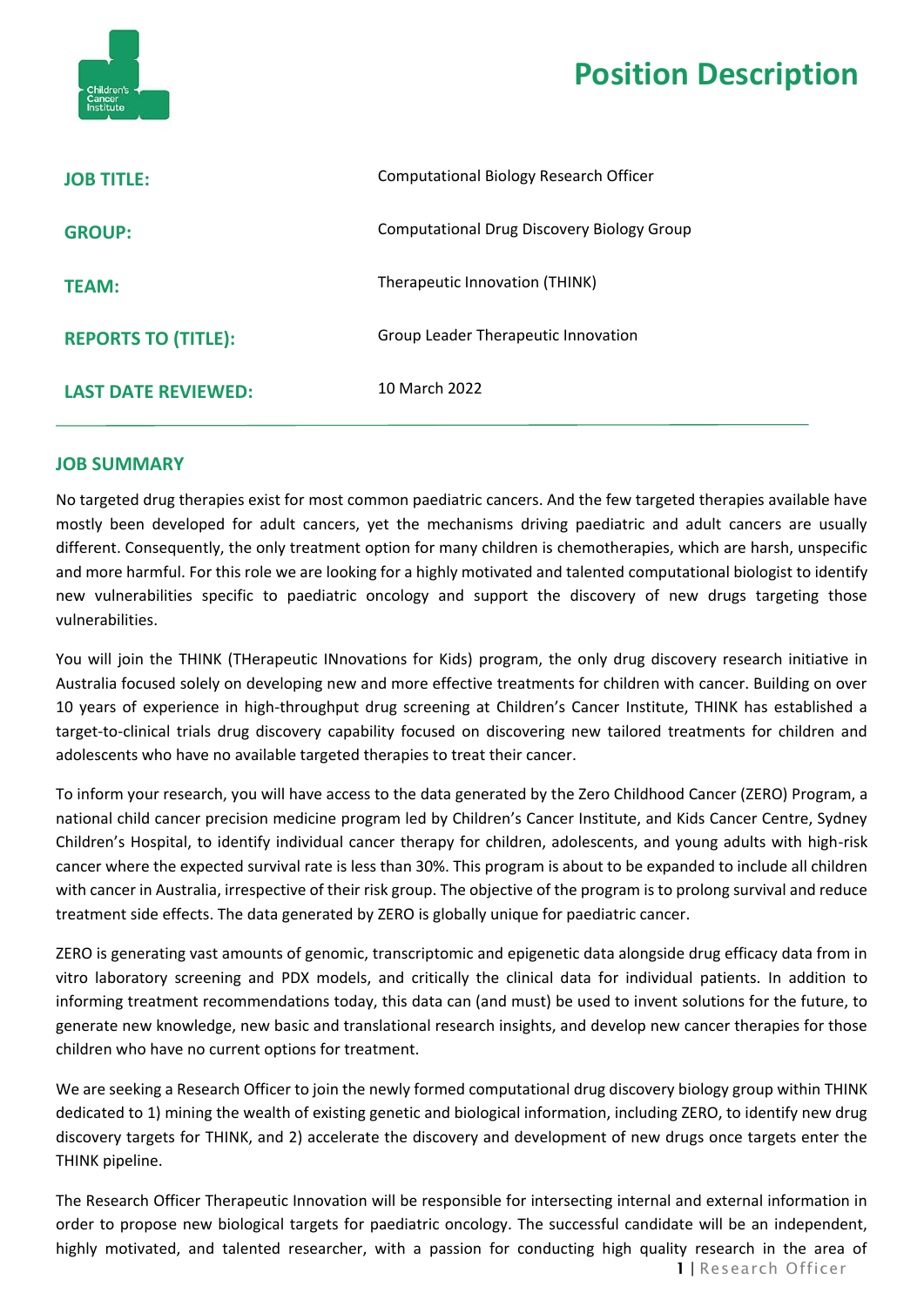# Position Description

| | |
|---|---|
| **JOB TITLE:** | Computational Biology Research Officer |
| **GROUP:** | Computational Drug Discovery Biology Group |
| **TEAM:** | Therapeutic Innovation (THINK) |
| **REPORTS TO (TITLE):** | Group Leader Therapeutic Innovation |
| **LAST DATE REVIEWED:** | 10 March 2022 |

## JOB SUMMARY

No targeted drug therapies exist for most common paediatric cancers. And the few targeted therapies available have mostly been developed for adult cancers, yet the mechanisms driving paediatric and adult cancers are usually different. Consequently, the only treatment option for many children is chemotherapies, which are harsh, unspecific and more harmful. For this role we are looking for a highly motivated and talented computational biologist to identify new vulnerabilities specific to paediatric oncology and support the discovery of new drugs targeting those vulnerabilities.

You will join the THINK (THerapeutic INnovations for Kids) program, the only drug discovery research initiative in Australia focused solely on developing new and more effective treatments for children with cancer. Building on over 10 years of experience in high-throughput drug screening at Children's Cancer Institute, THINK has established a target-to-clinical trials drug discovery capability focused on discovering new tailored treatments for children and adolescents who have no available targeted therapies to treat their cancer.

To inform your research, you will have access to the data generated by the Zero Childhood Cancer (ZERO) Program, a national child cancer precision medicine program led by Children's Cancer Institute, and Kids Cancer Centre, Sydney Children's Hospital, to identify individual cancer therapy for children, adolescents, and young adults with high-risk cancer where the expected survival rate is less than 30%. This program is about to be expanded to include all children with cancer in Australia, irrespective of their risk group. The objective of the program is to prolong survival and reduce treatment side effects. The data generated by ZERO is globally unique for paediatric cancer.

ZERO is generating vast amounts of genomic, transcriptomic and epigenetic data alongside drug efficacy data from in vitro laboratory screening and PDX models, and critically the clinical data for individual patients. In addition to informing treatment recommendations today, this data can (and must) be used to invent solutions for the future, to generate new knowledge, new basic and translational research insights, and develop new cancer therapies for those children who have no current options for treatment.

We are seeking a Research Officer to join the newly formed computational drug discovery biology group within THINK dedicated to 1) mining the wealth of existing genetic and biological information, including ZERO, to identify new drug discovery targets for THINK, and 2) accelerate the discovery and development of new drugs once targets enter the THINK pipeline.

The Research Officer Therapeutic Innovation will be responsible for intersecting internal and external information in order to propose new biological targets for paediatric oncology. The successful candidate will be an independent, highly motivated, and talented researcher, with a passion for conducting high quality research in the area of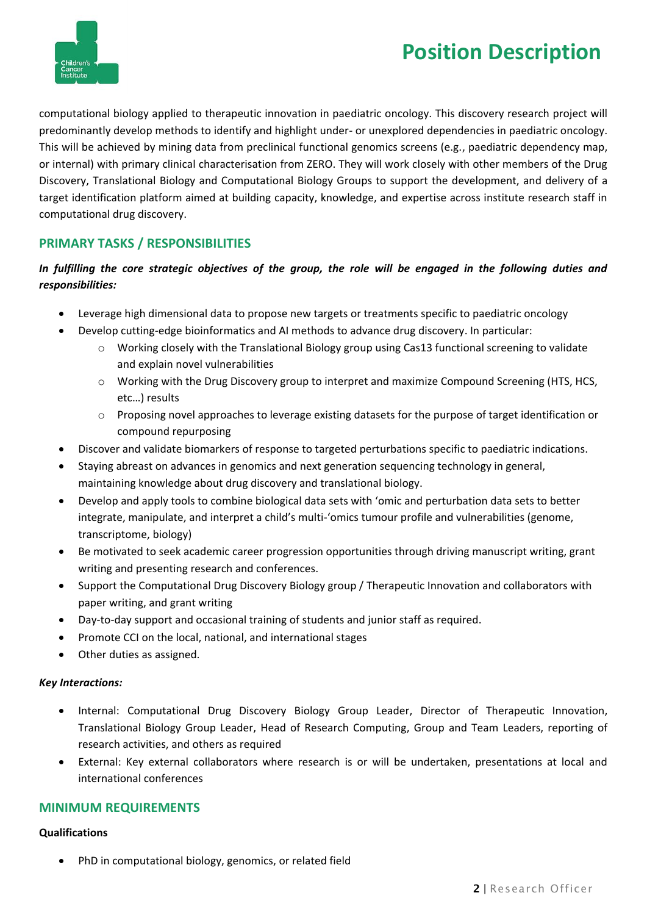computational biology applied to therapeutic innovation in paediatric oncology. This discovery research project will predominantly develop methods to identify and highlight under- or unexplored dependencies in paediatric oncology. This will be achieved by mining data from preclinical functional genomics screens (e.g., paediatric dependency map, or internal) with primary clinical characterisation from ZERO. They will work closely with other members of the Drug Discovery, Translational Biology and Computational Biology Groups to support the development, and delivery of a target identification platform aimed at building capacity, knowledge, and expertise across institute research staff in computational drug discovery.

## PRIMARY TASKS / RESPONSIBILITIES

***In fulfilling the core strategic objectives of the group, the role will be engaged in the following duties and responsibilities:***

- Leverage high dimensional data to propose new targets or treatments specific to paediatric oncology
- Develop cutting-edge bioinformatics and AI methods to advance drug discovery. In particular:
  - Working closely with the Translational Biology group using Cas13 functional screening to validate and explain novel vulnerabilities
  - Working with the Drug Discovery group to interpret and maximize Compound Screening (HTS, HCS, etc…) results
  - Proposing novel approaches to leverage existing datasets for the purpose of target identification or compound repurposing
- Discover and validate biomarkers of response to targeted perturbations specific to paediatric indications.
- Staying abreast on advances in genomics and next generation sequencing technology in general, maintaining knowledge about drug discovery and translational biology.
- Develop and apply tools to combine biological data sets with 'omic and perturbation data sets to better integrate, manipulate, and interpret a child's multi-'omics tumour profile and vulnerabilities (genome, transcriptome, biology)
- Be motivated to seek academic career progression opportunities through driving manuscript writing, grant writing and presenting research and conferences.
- Support the Computational Drug Discovery Biology group / Therapeutic Innovation and collaborators with paper writing, and grant writing
- Day-to-day support and occasional training of students and junior staff as required.
- Promote CCI on the local, national, and international stages
- Other duties as assigned.

***Key Interactions:***

- Internal: Computational Drug Discovery Biology Group Leader, Director of Therapeutic Innovation, Translational Biology Group Leader, Head of Research Computing, Group and Team Leaders, reporting of research activities, and others as required
- External: Key external collaborators where research is or will be undertaken, presentations at local and international conferences

## MINIMUM REQUIREMENTS

**Qualifications**

- PhD in computational biology, genomics, or related field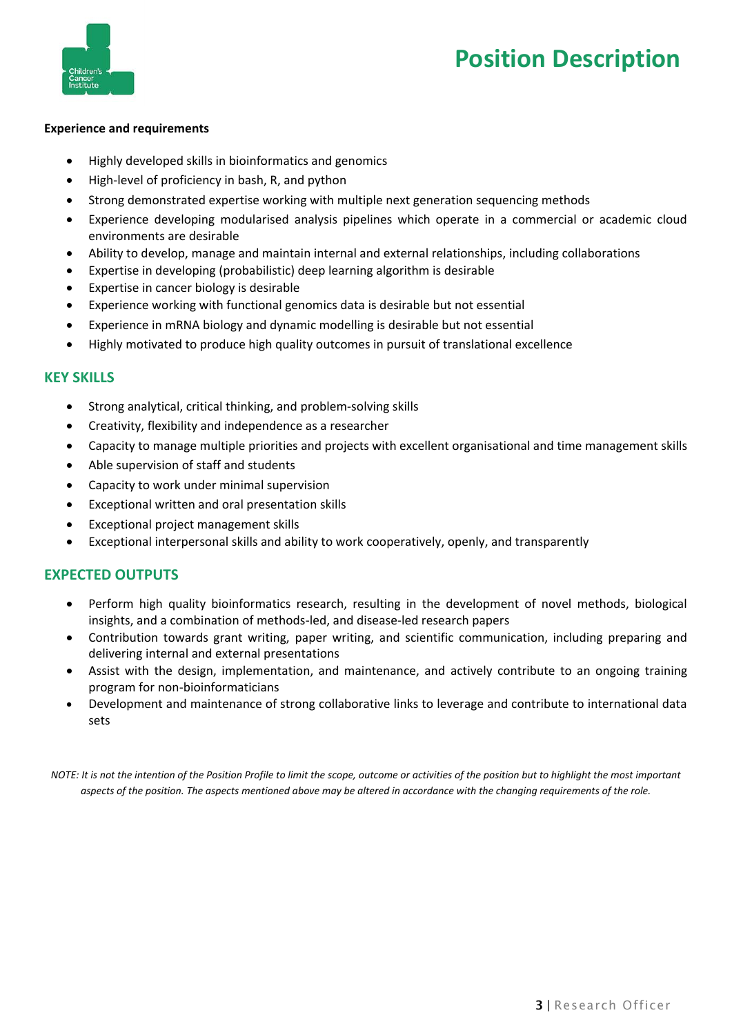**Experience and requirements**

- Highly developed skills in bioinformatics and genomics
- High-level of proficiency in bash, R, and python
- Strong demonstrated expertise working with multiple next generation sequencing methods
- Experience developing modularised analysis pipelines which operate in a commercial or academic cloud environments are desirable
- Ability to develop, manage and maintain internal and external relationships, including collaborations
- Expertise in developing (probabilistic) deep learning algorithm is desirable
- Expertise in cancer biology is desirable
- Experience working with functional genomics data is desirable but not essential
- Experience in mRNA biology and dynamic modelling is desirable but not essential
- Highly motivated to produce high quality outcomes in pursuit of translational excellence

## KEY SKILLS

- Strong analytical, critical thinking, and problem-solving skills
- Creativity, flexibility and independence as a researcher
- Capacity to manage multiple priorities and projects with excellent organisational and time management skills
- Able supervision of staff and students
- Capacity to work under minimal supervision
- Exceptional written and oral presentation skills
- Exceptional project management skills
- Exceptional interpersonal skills and ability to work cooperatively, openly, and transparently

## EXPECTED OUTPUTS

- Perform high quality bioinformatics research, resulting in the development of novel methods, biological insights, and a combination of methods-led, and disease-led research papers
- Contribution towards grant writing, paper writing, and scientific communication, including preparing and delivering internal and external presentations
- Assist with the design, implementation, and maintenance, and actively contribute to an ongoing training program for non-bioinformaticians
- Development and maintenance of strong collaborative links to leverage and contribute to international data sets

*NOTE: It is not the intention of the Position Profile to limit the scope, outcome or activities of the position but to highlight the most important aspects of the position. The aspects mentioned above may be altered in accordance with the changing requirements of the role.*